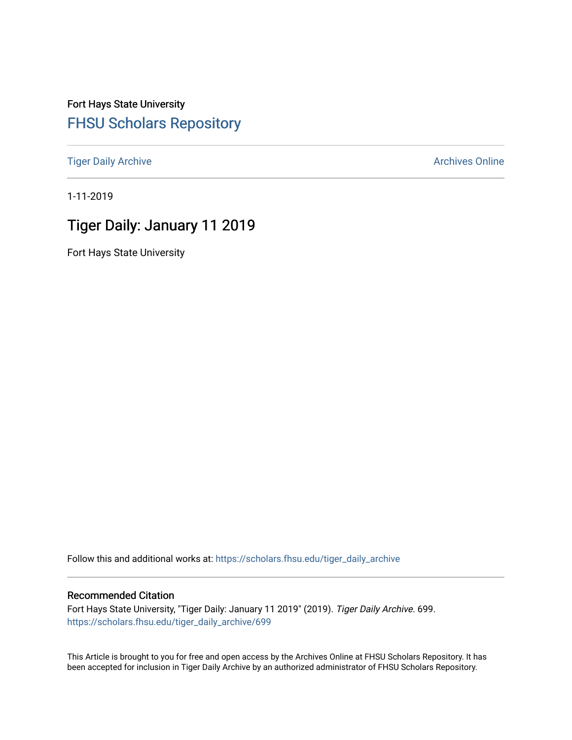Fort Hays State University

# FHSU Scholars Repository

Tiger Daily Archive

Archives Online

1-11-2019

## Tiger Daily: January 11 2019

Fort Hays State University

Follow this and additional works at: https://scholars.fhsu.edu/tiger_daily_archive

### Recommended Citation

Fort Hays State University, "Tiger Daily: January 11 2019" (2019). *Tiger Daily Archive*. 699.
https://scholars.fhsu.edu/tiger_daily_archive/699

This Article is brought to you for free and open access by the Archives Online at FHSU Scholars Repository. It has been accepted for inclusion in Tiger Daily Archive by an authorized administrator of FHSU Scholars Repository.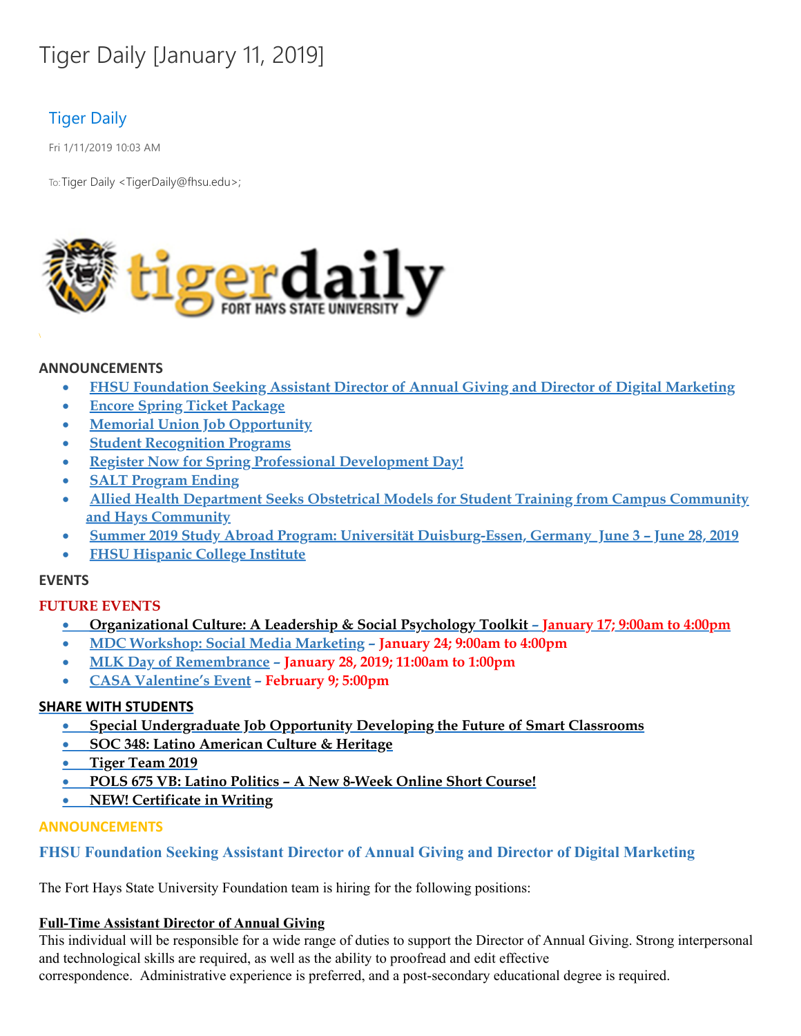# Tiger Daily [January 11, 2019]

Tiger Daily

Fri 1/11/2019 10:03 AM

To: Tiger Daily <TigerDaily@fhsu.edu>;

tigerdaily FORT HAYS STATE UNIVERSITY

**ANNOUNCEMENTS**

- FHSU Foundation Seeking Assistant Director of Annual Giving and Director of Digital Marketing
- Encore Spring Ticket Package
- Memorial Union Job Opportunity
- Student Recognition Programs
- Register Now for Spring Professional Development Day!
- SALT Program Ending
- Allied Health Department Seeks Obstetrical Models for Student Training from Campus Community and Hays Community
- Summer 2019 Study Abroad Program: Universität Duisburg-Essen, Germany June 3 – June 28, 2019
- FHSU Hispanic College Institute

**EVENTS**

**FUTURE EVENTS**

- **Organizational Culture: A Leadership & Social Psychology Toolkit – January 17; 9:00am to 4:00pm**
- MDC Workshop: Social Media Marketing – **January 24; 9:00am to 4:00pm**
- MLK Day of Remembrance – **January 28, 2019; 11:00am to 1:00pm**
- CASA Valentine's Event – **February 9; 5:00pm**

**SHARE WITH STUDENTS**

- **Special Undergraduate Job Opportunity Developing the Future of Smart Classrooms**
- **SOC 348: Latino American Culture & Heritage**
- **Tiger Team 2019**
- **POLS 675 VB: Latino Politics – A New 8-Week Online Short Course!**
- **NEW! Certificate in Writing**

**ANNOUNCEMENTS**

## FHSU Foundation Seeking Assistant Director of Annual Giving and Director of Digital Marketing

The Fort Hays State University Foundation team is hiring for the following positions:

**Full-Time Assistant Director of Annual Giving**

This individual will be responsible for a wide range of duties to support the Director of Annual Giving. Strong interpersonal and technological skills are required, as well as the ability to proofread and edit effective correspondence. Administrative experience is preferred, and a post-secondary educational degree is required.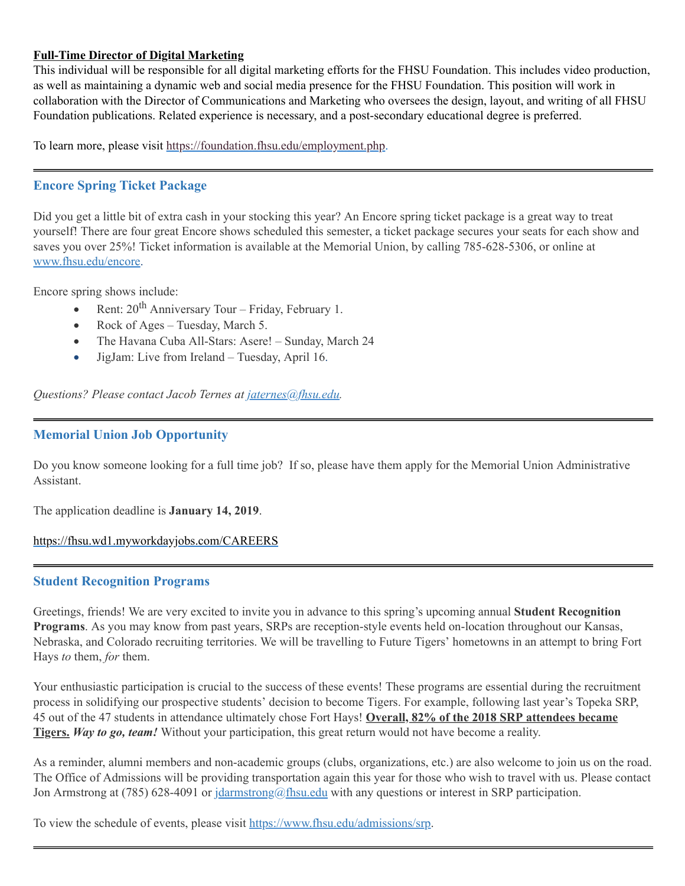**Full-Time Director of Digital Marketing**

This individual will be responsible for all digital marketing efforts for the FHSU Foundation. This includes video production, as well as maintaining a dynamic web and social media presence for the FHSU Foundation. This position will work in collaboration with the Director of Communications and Marketing who oversees the design, layout, and writing of all FHSU Foundation publications. Related experience is necessary, and a post-secondary educational degree is preferred.

To learn more, please visit https://foundation.fhsu.edu/employment.php.

---

## Encore Spring Ticket Package

Did you get a little bit of extra cash in your stocking this year? An Encore spring ticket package is a great way to treat yourself! There are four great Encore shows scheduled this semester, a ticket package secures your seats for each show and saves you over 25%! Ticket information is available at the Memorial Union, by calling 785-628-5306, or online at www.fhsu.edu/encore.

Encore spring shows include:

- Rent: 20th Anniversary Tour – Friday, February 1.
- Rock of Ages – Tuesday, March 5.
- The Havana Cuba All-Stars: Asere! – Sunday, March 24
- JigJam: Live from Ireland – Tuesday, April 16.

*Questions? Please contact Jacob Ternes at jaternes@fhsu.edu.*

---

## Memorial Union Job Opportunity

Do you know someone looking for a full time job? If so, please have them apply for the Memorial Union Administrative Assistant.

The application deadline is **January 14, 2019**.

https://fhsu.wd1.myworkdayjobs.com/CAREERS

---

## Student Recognition Programs

Greetings, friends! We are very excited to invite you in advance to this spring's upcoming annual **Student Recognition Programs**. As you may know from past years, SRPs are reception-style events held on-location throughout our Kansas, Nebraska, and Colorado recruiting territories. We will be travelling to Future Tigers' hometowns in an attempt to bring Fort Hays *to* them, *for* them.

Your enthusiastic participation is crucial to the success of these events! These programs are essential during the recruitment process in solidifying our prospective students' decision to become Tigers. For example, following last year's Topeka SRP, 45 out of the 47 students in attendance ultimately chose Fort Hays! **Overall, 82% of the 2018 SRP attendees became Tigers.** ***Way to go, team!*** Without your participation, this great return would not have become a reality.

As a reminder, alumni members and non-academic groups (clubs, organizations, etc.) are also welcome to join us on the road. The Office of Admissions will be providing transportation again this year for those who wish to travel with us. Please contact Jon Armstrong at (785) 628-4091 or jdarmstrong@fhsu.edu with any questions or interest in SRP participation.

To view the schedule of events, please visit https://www.fhsu.edu/admissions/srp.

---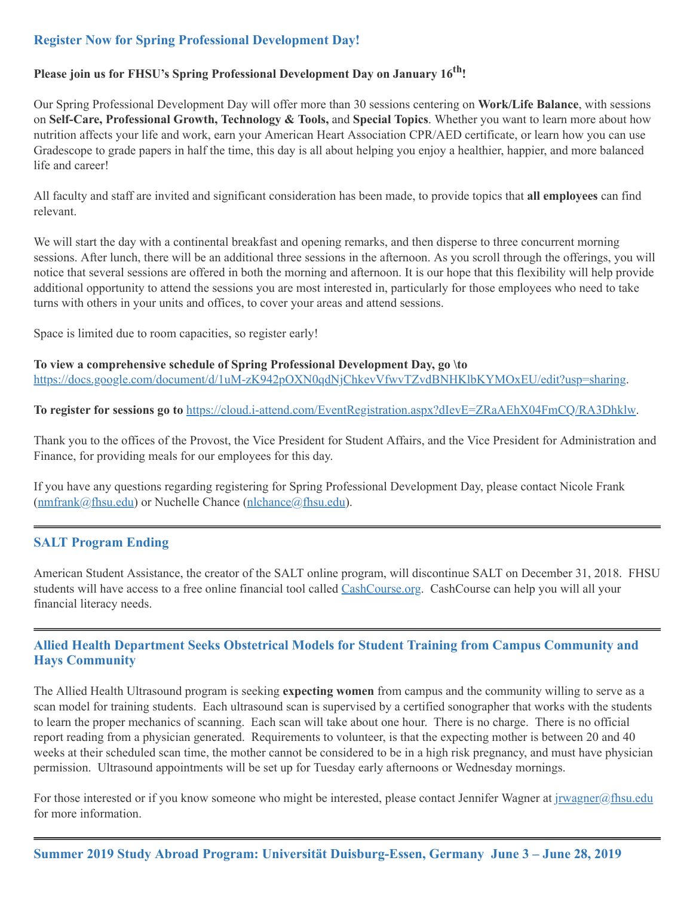## Register Now for Spring Professional Development Day!

**Please join us for FHSU's Spring Professional Development Day on January 16th!**

Our Spring Professional Development Day will offer more than 30 sessions centering on **Work/Life Balance**, with sessions on **Self-Care, Professional Growth, Technology & Tools,** and **Special Topics**. Whether you want to learn more about how nutrition affects your life and work, earn your American Heart Association CPR/AED certificate, or learn how you can use Gradescope to grade papers in half the time, this day is all about helping you enjoy a healthier, happier, and more balanced life and career!

All faculty and staff are invited and significant consideration has been made, to provide topics that **all employees** can find relevant.

We will start the day with a continental breakfast and opening remarks, and then disperse to three concurrent morning sessions. After lunch, there will be an additional three sessions in the afternoon. As you scroll through the offerings, you will notice that several sessions are offered in both the morning and afternoon. It is our hope that this flexibility will help provide additional opportunity to attend the sessions you are most interested in, particularly for those employees who need to take turns with others in your units and offices, to cover your areas and attend sessions.

Space is limited due to room capacities, so register early!

**To view a comprehensive schedule of Spring Professional Development Day, go \to** https://docs.google.com/document/d/1uM-zK942pOXN0qdNjChkevVfwvTZvdBNHKlbKYMOxEU/edit?usp=sharing.

**To register for sessions go to** https://cloud.i-attend.com/EventRegistration.aspx?dIevE=ZRaAEhX04FmCQ/RA3Dhklw.

Thank you to the offices of the Provost, the Vice President for Student Affairs, and the Vice President for Administration and Finance, for providing meals for our employees for this day.

If you have any questions regarding registering for Spring Professional Development Day, please contact Nicole Frank (nmfrank@fhsu.edu) or Nuchelle Chance (nlchance@fhsu.edu).

---

## SALT Program Ending

American Student Assistance, the creator of the SALT online program, will discontinue SALT on December 31, 2018. FHSU students will have access to a free online financial tool called CashCourse.org. CashCourse can help you will all your financial literacy needs.

---

## Allied Health Department Seeks Obstetrical Models for Student Training from Campus Community and Hays Community

The Allied Health Ultrasound program is seeking **expecting women** from campus and the community willing to serve as a scan model for training students. Each ultrasound scan is supervised by a certified sonographer that works with the students to learn the proper mechanics of scanning. Each scan will take about one hour. There is no charge. There is no official report reading from a physician generated. Requirements to volunteer, is that the expecting mother is between 20 and 40 weeks at their scheduled scan time, the mother cannot be considered to be in a high risk pregnancy, and must have physician permission. Ultrasound appointments will be set up for Tuesday early afternoons or Wednesday mornings.

For those interested or if you know someone who might be interested, please contact Jennifer Wagner at jrwagner@fhsu.edu for more information.

---

## Summer 2019 Study Abroad Program: Universität Duisburg-Essen, Germany June 3 – June 28, 2019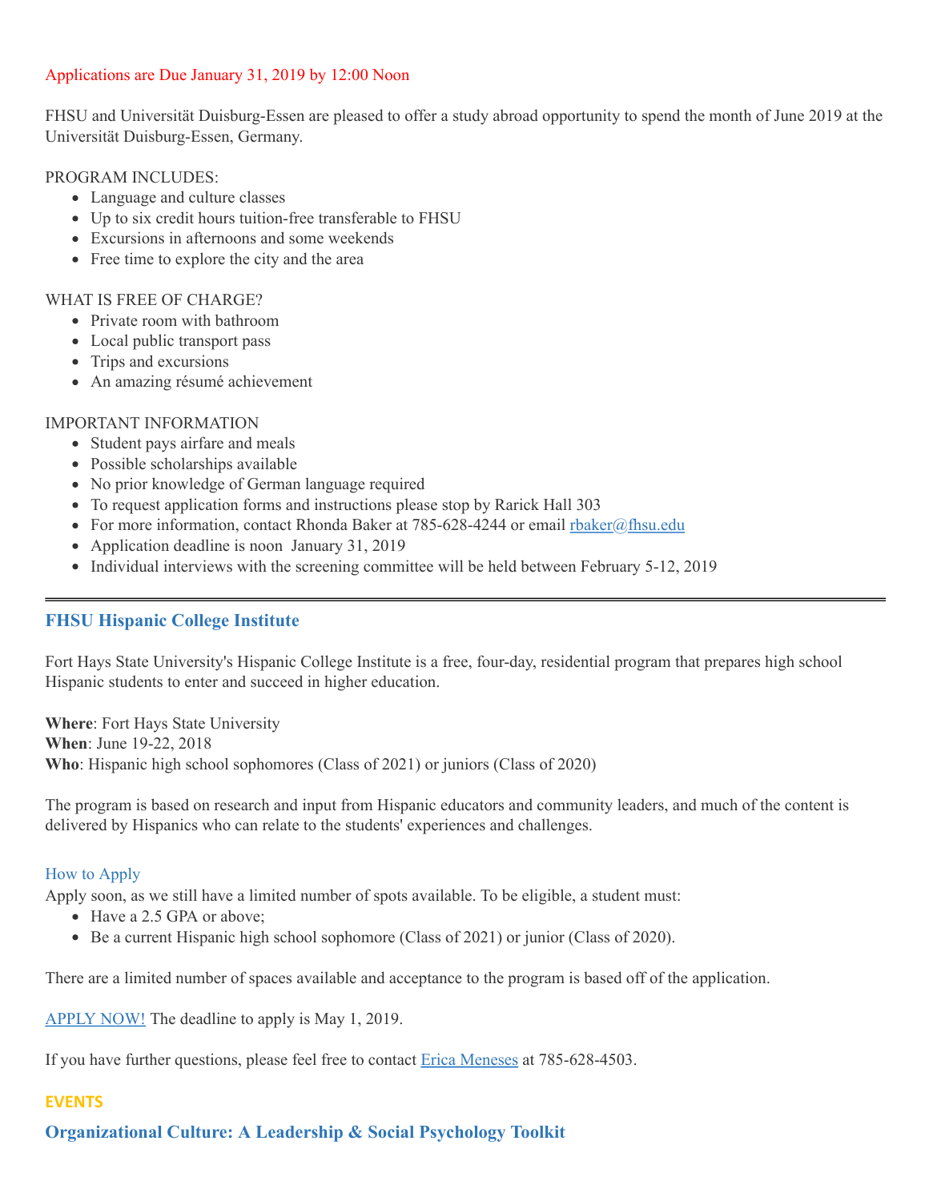Applications are Due January 31, 2019 by 12:00 Noon

FHSU and Universität Duisburg-Essen are pleased to offer a study abroad opportunity to spend the month of June 2019 at the Universität Duisburg-Essen, Germany.

PROGRAM INCLUDES:

- Language and culture classes
- Up to six credit hours tuition-free transferable to FHSU
- Excursions in afternoons and some weekends
- Free time to explore the city and the area

WHAT IS FREE OF CHARGE?

- Private room with bathroom
- Local public transport pass
- Trips and excursions
- An amazing résumé achievement

IMPORTANT INFORMATION

- Student pays airfare and meals
- Possible scholarships available
- No prior knowledge of German language required
- To request application forms and instructions please stop by Rarick Hall 303
- For more information, contact Rhonda Baker at 785-628-4244 or email rbaker@fhsu.edu
- Application deadline is noon January 31, 2019
- Individual interviews with the screening committee will be held between February 5-12, 2019

---

## FHSU Hispanic College Institute

Fort Hays State University's Hispanic College Institute is a free, four-day, residential program that prepares high school Hispanic students to enter and succeed in higher education.

**Where**: Fort Hays State University
**When**: June 19-22, 2018
**Who**: Hispanic high school sophomores (Class of 2021) or juniors (Class of 2020)

The program is based on research and input from Hispanic educators and community leaders, and much of the content is delivered by Hispanics who can relate to the students' experiences and challenges.

### How to Apply

Apply soon, as we still have a limited number of spots available. To be eligible, a student must:

- Have a 2.5 GPA or above;
- Be a current Hispanic high school sophomore (Class of 2021) or junior (Class of 2020).

There are a limited number of spaces available and acceptance to the program is based off of the application.

APPLY NOW! The deadline to apply is May 1, 2019.

If you have further questions, please feel free to contact Erica Meneses at 785-628-4503.

## EVENTS

## Organizational Culture: A Leadership & Social Psychology Toolkit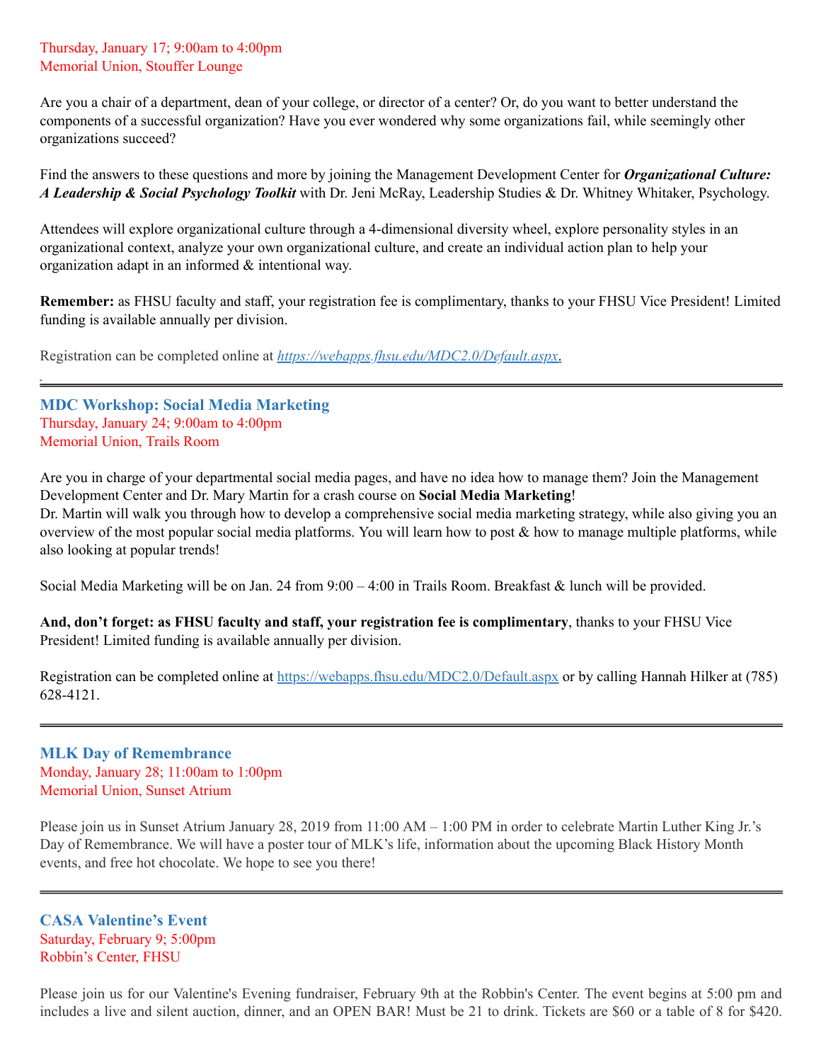Thursday, January 17; 9:00am to 4:00pm
Memorial Union, Stouffer Lounge

Are you a chair of a department, dean of your college, or director of a center? Or, do you want to better understand the components of a successful organization? Have you ever wondered why some organizations fail, while seemingly other organizations succeed?

Find the answers to these questions and more by joining the Management Development Center for ***Organizational Culture: A Leadership & Social Psychology Toolkit*** with Dr. Jeni McRay, Leadership Studies & Dr. Whitney Whitaker, Psychology.

Attendees will explore organizational culture through a 4-dimensional diversity wheel, explore personality styles in an organizational context, analyze your own organizational culture, and create an individual action plan to help your organization adapt in an informed & intentional way.

**Remember:** as FHSU faculty and staff, your registration fee is complimentary, thanks to your FHSU Vice President! Limited funding is available annually per division.

Registration can be completed online at *https://webapps.fhsu.edu/MDC2.0/Default.aspx*.

---

### MDC Workshop: Social Media Marketing

Thursday, January 24; 9:00am to 4:00pm
Memorial Union, Trails Room

Are you in charge of your departmental social media pages, and have no idea how to manage them? Join the Management Development Center and Dr. Mary Martin for a crash course on **Social Media Marketing**!
Dr. Martin will walk you through how to develop a comprehensive social media marketing strategy, while also giving you an overview of the most popular social media platforms. You will learn how to post & how to manage multiple platforms, while also looking at popular trends!

Social Media Marketing will be on Jan. 24 from 9:00 – 4:00 in Trails Room. Breakfast & lunch will be provided.

**And, don't forget: as FHSU faculty and staff, your registration fee is complimentary**, thanks to your FHSU Vice President! Limited funding is available annually per division.

Registration can be completed online at https://webapps.fhsu.edu/MDC2.0/Default.aspx or by calling Hannah Hilker at (785) 628-4121.

---

### MLK Day of Remembrance

Monday, January 28; 11:00am to 1:00pm
Memorial Union, Sunset Atrium

Please join us in Sunset Atrium January 28, 2019 from 11:00 AM – 1:00 PM in order to celebrate Martin Luther King Jr.'s Day of Remembrance. We will have a poster tour of MLK's life, information about the upcoming Black History Month events, and free hot chocolate. We hope to see you there!

---

### CASA Valentine's Event

Saturday, February 9; 5:00pm
Robbin's Center, FHSU

Please join us for our Valentine's Evening fundraiser, February 9th at the Robbin's Center. The event begins at 5:00 pm and includes a live and silent auction, dinner, and an OPEN BAR! Must be 21 to drink. Tickets are $60 or a table of 8 for $420.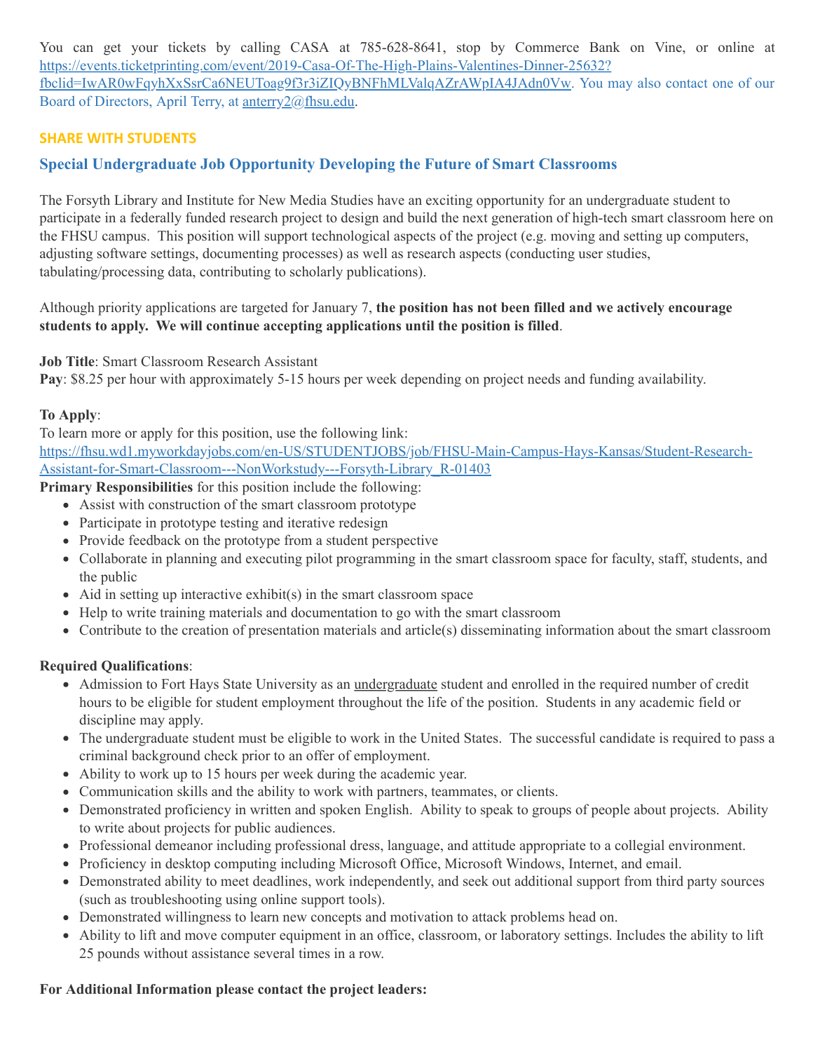You can get your tickets by calling CASA at 785-628-8641, stop by Commerce Bank on Vine, or online at https://events.ticketprinting.com/event/2019-Casa-Of-The-High-Plains-Valentines-Dinner-25632?fbclid=IwAR0wFqyhXxSsrCa6NEUToag9f3r3iZIQyBNFhMLValqAZrAWpIA4JAdn0Vw. You may also contact one of our Board of Directors, April Terry, at anterry2@fhsu.edu.

## SHARE WITH STUDENTS

### Special Undergraduate Job Opportunity Developing the Future of Smart Classrooms

The Forsyth Library and Institute for New Media Studies have an exciting opportunity for an undergraduate student to participate in a federally funded research project to design and build the next generation of high-tech smart classroom here on the FHSU campus. This position will support technological aspects of the project (e.g. moving and setting up computers, adjusting software settings, documenting processes) as well as research aspects (conducting user studies, tabulating/processing data, contributing to scholarly publications).

Although priority applications are targeted for January 7, **the position has not been filled and we actively encourage students to apply. We will continue accepting applications until the position is filled**.

**Job Title**: Smart Classroom Research Assistant
**Pay**: $8.25 per hour with approximately 5-15 hours per week depending on project needs and funding availability.

**To Apply**:
To learn more or apply for this position, use the following link:
https://fhsu.wd1.myworkdayjobs.com/en-US/STUDENTJOBS/job/FHSU-Main-Campus-Hays-Kansas/Student-Research-Assistant-for-Smart-Classroom---NonWorkstudy---Forsyth-Library_R-01403

**Primary Responsibilities** for this position include the following:

- Assist with construction of the smart classroom prototype
- Participate in prototype testing and iterative redesign
- Provide feedback on the prototype from a student perspective
- Collaborate in planning and executing pilot programming in the smart classroom space for faculty, staff, students, and the public
- Aid in setting up interactive exhibit(s) in the smart classroom space
- Help to write training materials and documentation to go with the smart classroom
- Contribute to the creation of presentation materials and article(s) disseminating information about the smart classroom

**Required Qualifications**:

- Admission to Fort Hays State University as an undergraduate student and enrolled in the required number of credit hours to be eligible for student employment throughout the life of the position. Students in any academic field or discipline may apply.
- The undergraduate student must be eligible to work in the United States. The successful candidate is required to pass a criminal background check prior to an offer of employment.
- Ability to work up to 15 hours per week during the academic year.
- Communication skills and the ability to work with partners, teammates, or clients.
- Demonstrated proficiency in written and spoken English. Ability to speak to groups of people about projects. Ability to write about projects for public audiences.
- Professional demeanor including professional dress, language, and attitude appropriate to a collegial environment.
- Proficiency in desktop computing including Microsoft Office, Microsoft Windows, Internet, and email.
- Demonstrated ability to meet deadlines, work independently, and seek out additional support from third party sources (such as troubleshooting using online support tools).
- Demonstrated willingness to learn new concepts and motivation to attack problems head on.
- Ability to lift and move computer equipment in an office, classroom, or laboratory settings. Includes the ability to lift 25 pounds without assistance several times in a row.

**For Additional Information please contact the project leaders:**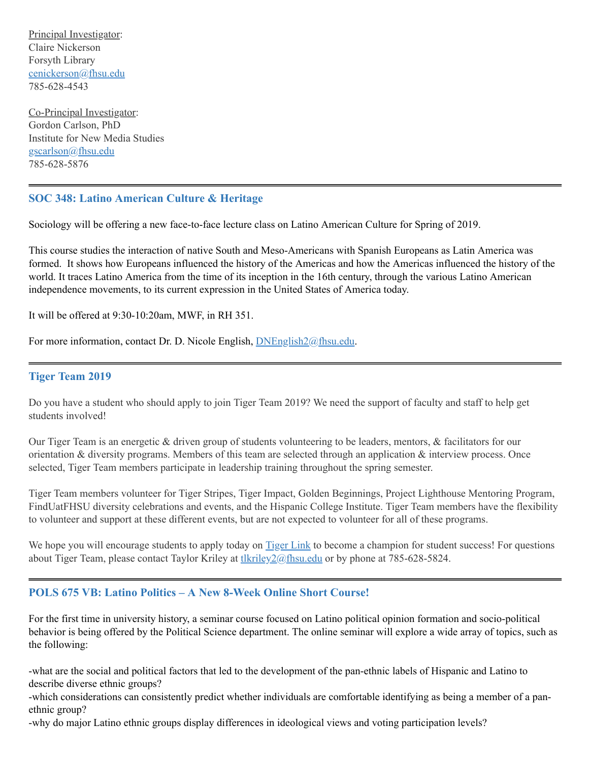Principal Investigator:
Claire Nickerson
Forsyth Library
cenickerson@fhsu.edu
785-628-4543

Co-Principal Investigator:
Gordon Carlson, PhD
Institute for New Media Studies
gscarlson@fhsu.edu
785-628-5876

---

### SOC 348: Latino American Culture & Heritage

Sociology will be offering a new face-to-face lecture class on Latino American Culture for Spring of 2019.

This course studies the interaction of native South and Meso-Americans with Spanish Europeans as Latin America was formed. It shows how Europeans influenced the history of the Americas and how the Americas influenced the history of the world. It traces Latino America from the time of its inception in the 16th century, through the various Latino American independence movements, to its current expression in the United States of America today.

It will be offered at 9:30-10:20am, MWF, in RH 351.

For more information, contact Dr. D. Nicole English, DNEnglish2@fhsu.edu.

---

### Tiger Team 2019

Do you have a student who should apply to join Tiger Team 2019? We need the support of faculty and staff to help get students involved!

Our Tiger Team is an energetic & driven group of students volunteering to be leaders, mentors, & facilitators for our orientation & diversity programs. Members of this team are selected through an application & interview process. Once selected, Tiger Team members participate in leadership training throughout the spring semester.

Tiger Team members volunteer for Tiger Stripes, Tiger Impact, Golden Beginnings, Project Lighthouse Mentoring Program, FindUatFHSU diversity celebrations and events, and the Hispanic College Institute. Tiger Team members have the flexibility to volunteer and support at these different events, but are not expected to volunteer for all of these programs.

We hope you will encourage students to apply today on Tiger Link to become a champion for student success! For questions about Tiger Team, please contact Taylor Kriley at tlkriley2@fhsu.edu or by phone at 785-628-5824.

---

### POLS 675 VB: Latino Politics – A New 8-Week Online Short Course!

For the first time in university history, a seminar course focused on Latino political opinion formation and socio-political behavior is being offered by the Political Science department. The online seminar will explore a wide array of topics, such as the following:

-what are the social and political factors that led to the development of the pan-ethnic labels of Hispanic and Latino to describe diverse ethnic groups?
-which considerations can consistently predict whether individuals are comfortable identifying as being a member of a pan-ethnic group?
-why do major Latino ethnic groups display differences in ideological views and voting participation levels?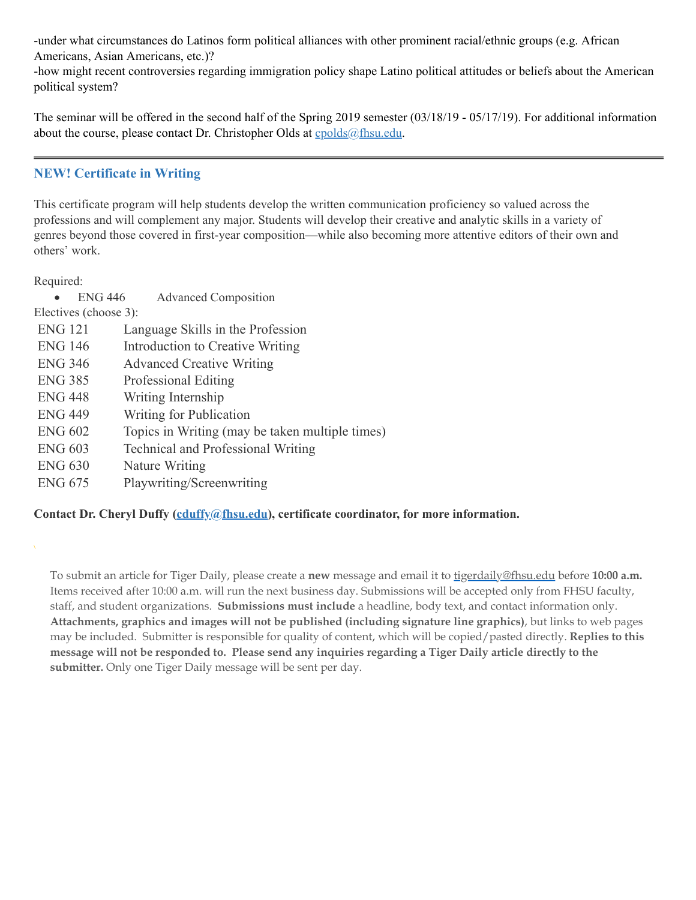-under what circumstances do Latinos form political alliances with other prominent racial/ethnic groups (e.g. African Americans, Asian Americans, etc.)?

-how might recent controversies regarding immigration policy shape Latino political attitudes or beliefs about the American political system?

The seminar will be offered in the second half of the Spring 2019 semester (03/18/19 - 05/17/19). For additional information about the course, please contact Dr. Christopher Olds at cpolds@fhsu.edu.

---

### NEW! Certificate in Writing

This certificate program will help students develop the written communication proficiency so valued across the professions and will complement any major. Students will develop their creative and analytic skills in a variety of genres beyond those covered in first-year composition—while also becoming more attentive editors of their own and others' work.

Required:

- ENG 446 Advanced Composition

Electives (choose 3):

| | |
|---|---|
| ENG 121 | Language Skills in the Profession |
| ENG 146 | Introduction to Creative Writing |
| ENG 346 | Advanced Creative Writing |
| ENG 385 | Professional Editing |
| ENG 448 | Writing Internship |
| ENG 449 | Writing for Publication |
| ENG 602 | Topics in Writing (may be taken multiple times) |
| ENG 603 | Technical and Professional Writing |
| ENG 630 | Nature Writing |
| ENG 675 | Playwriting/Screenwriting |

**Contact Dr. Cheryl Duffy (cduffy@fhsu.edu), certificate coordinator, for more information.**

To submit an article for Tiger Daily, please create a **new** message and email it to tigerdaily@fhsu.edu before **10:00 a.m.** Items received after 10:00 a.m. will run the next business day. Submissions will be accepted only from FHSU faculty, staff, and student organizations. **Submissions must include** a headline, body text, and contact information only. **Attachments, graphics and images will not be published (including signature line graphics)**, but links to web pages may be included. Submitter is responsible for quality of content, which will be copied/pasted directly. **Replies to this message will not be responded to. Please send any inquiries regarding a Tiger Daily article directly to the submitter.** Only one Tiger Daily message will be sent per day.